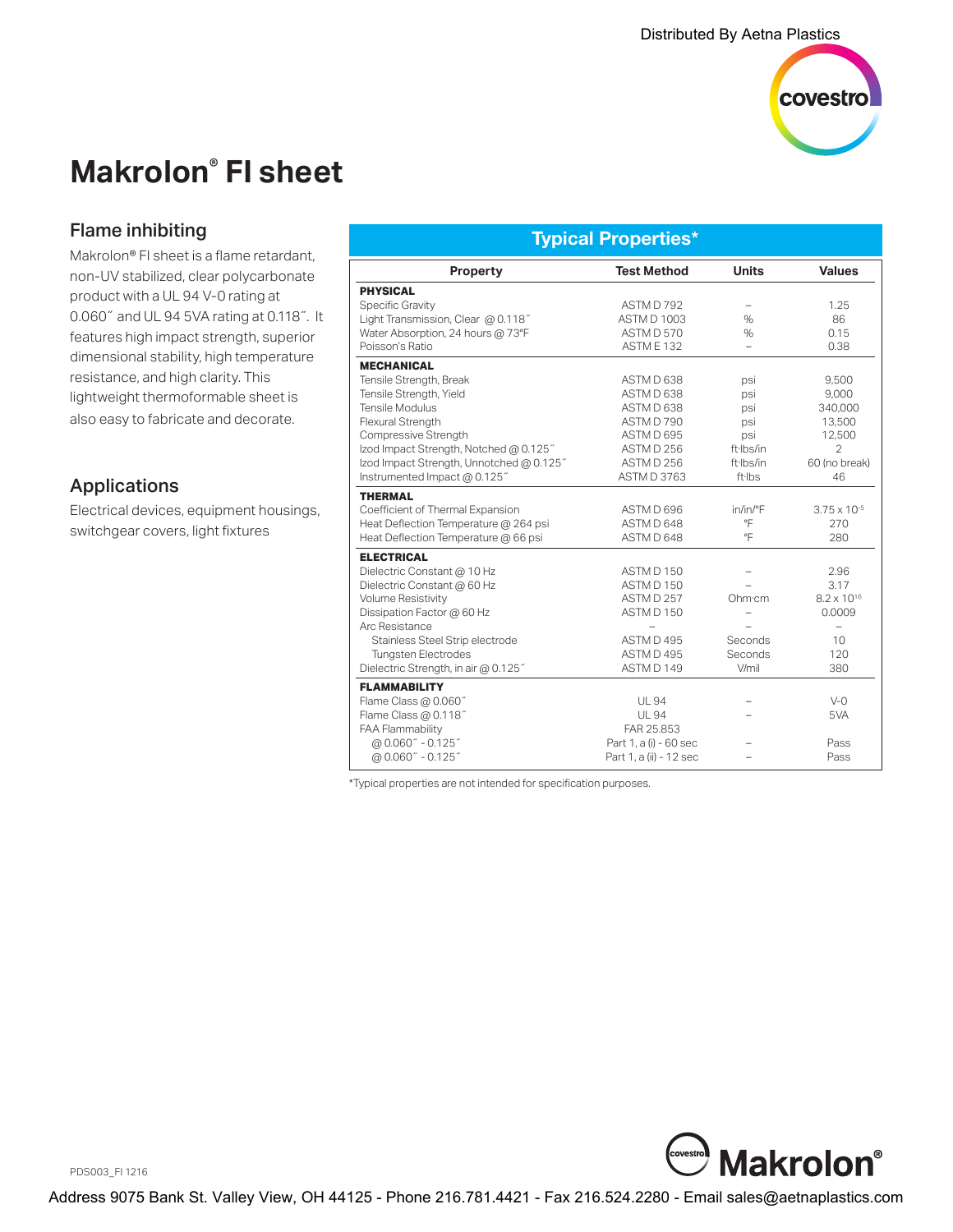Distributed By Aetna Plastics

# Makrolon® FI sheet

## Flame inhibiting

Makrolon® FI sheet is a flame retardant, non-UV stabilized, clear polycarbonate product with a UL 94 V-0 rating at 0.060˝ and UL 94 5VA rating at 0.118˝. It features high impact strength, superior dimensional stability, high temperature resistance, and high clarity. This lightweight thermoformable sheet is also easy to fabricate and decorate.

## Applications

Electrical devices, equipment housings, switchgear covers, light fixtures

## Typical Properties*

| Property | Test Method | Units | Values |
|---|---|---|---|
| **PHYSICAL** | | | |
| Specific Gravity | ASTM D 792 | – | 1.25 |
| Light Transmission, Clear @ 0.118˝ | ASTM D 1003 | % | 86 |
| Water Absorption, 24 hours @ 73°F | ASTM D 570 | % | 0.15 |
| Poisson's Ratio | ASTM E 132 | – | 0.38 |
| **MECHANICAL** | | | |
| Tensile Strength, Break | ASTM D 638 | psi | 9,500 |
| Tensile Strength, Yield | ASTM D 638 | psi | 9,000 |
| Tensile Modulus | ASTM D 638 | psi | 340,000 |
| Flexural Strength | ASTM D 790 | psi | 13,500 |
| Compressive Strength | ASTM D 695 | psi | 12,500 |
| Izod Impact Strength, Notched @ 0.125˝ | ASTM D 256 | ft·lbs/in | 2 |
| Izod Impact Strength, Unnotched @ 0.125˝ | ASTM D 256 | ft·lbs/in | 60 (no break) |
| Instrumented Impact @ 0.125˝ | ASTM D 3763 | ft·lbs | 46 |
| **THERMAL** | | | |
| Coefficient of Thermal Expansion | ASTM D 696 | in/in/°F | $3.75 \times 10^{-5}$ |
| Heat Deflection Temperature @ 264 psi | ASTM D 648 | °F | 270 |
| Heat Deflection Temperature @ 66 psi | ASTM D 648 | °F | 280 |
| **ELECTRICAL** | | | |
| Dielectric Constant @ 10 Hz | ASTM D 150 | – | 2.96 |
| Dielectric Constant @ 60 Hz | ASTM D 150 | – | 3.17 |
| Volume Resistivity | ASTM D 257 | Ohm·cm | $8.2 \times 10^{16}$ |
| Dissipation Factor @ 60 Hz | ASTM D 150 | – | 0.0009 |
| Arc Resistance | – | – | – |
| Stainless Steel Strip electrode | ASTM D 495 | Seconds | 10 |
| Tungsten Electrodes | ASTM D 495 | Seconds | 120 |
| Dielectric Strength, in air @ 0.125˝ | ASTM D 149 | V/mil | 380 |
| **FLAMMABILITY** | | | |
| Flame Class @ 0.060˝ | UL 94 | – | V-0 |
| Flame Class @ 0.118˝ | UL 94 | – | 5VA |
| FAA Flammability | FAR 25.853 | | |
| @ 0.060˝ - 0.125˝ | Part 1, a (i) - 60 sec | – | Pass |
| @ 0.060˝ - 0.125˝ | Part 1, a (ii) - 12 sec | – | Pass |

*Typical properties are not intended for specification purposes.

PDS003_FI 1216

Address 9075 Bank St. Valley View, OH 44125 - Phone 216.781.4421 - Fax 216.524.2280 - Email sales@aetnaplastics.com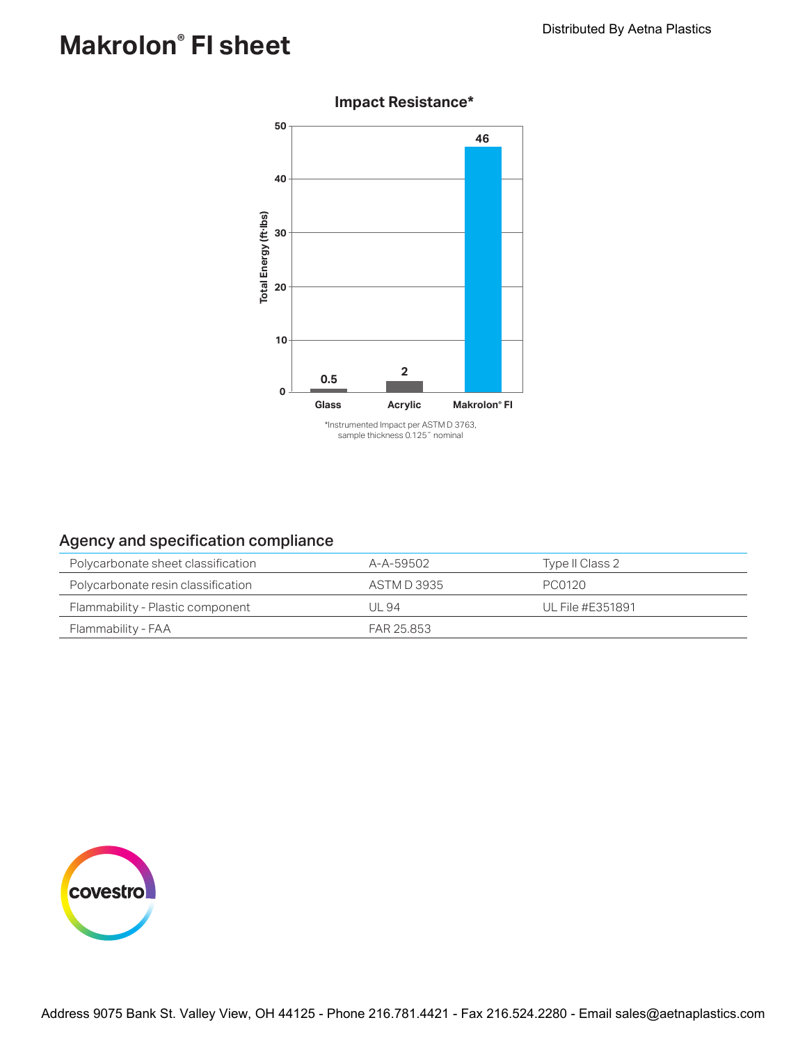# Makrolon® FI sheet

Distributed By Aetna Plastics

**Impact Resistance***

Total Energy (ft·lbs)

50
40
30
20
10
0

0.5
2
46

Glass
Acrylic
Makrolon® FI

*Instrumented Impact per ASTM D 3763, sample thickness 0.125˝ nominal

## Agency and specification compliance

| | | |
|---|---|---|
| Polycarbonate sheet classification | A-A-59502 | Type II Class 2 |
| Polycarbonate resin classification | ASTM D 3935 | PC0120 |
| Flammability - Plastic component | UL 94 | UL File #E351891 |
| Flammability - FAA | FAR 25.853 | |

covestro

Address 9075 Bank St. Valley View, OH 44125 - Phone 216.781.4421 - Fax 216.524.2280 - Email sales@aetnaplastics.com